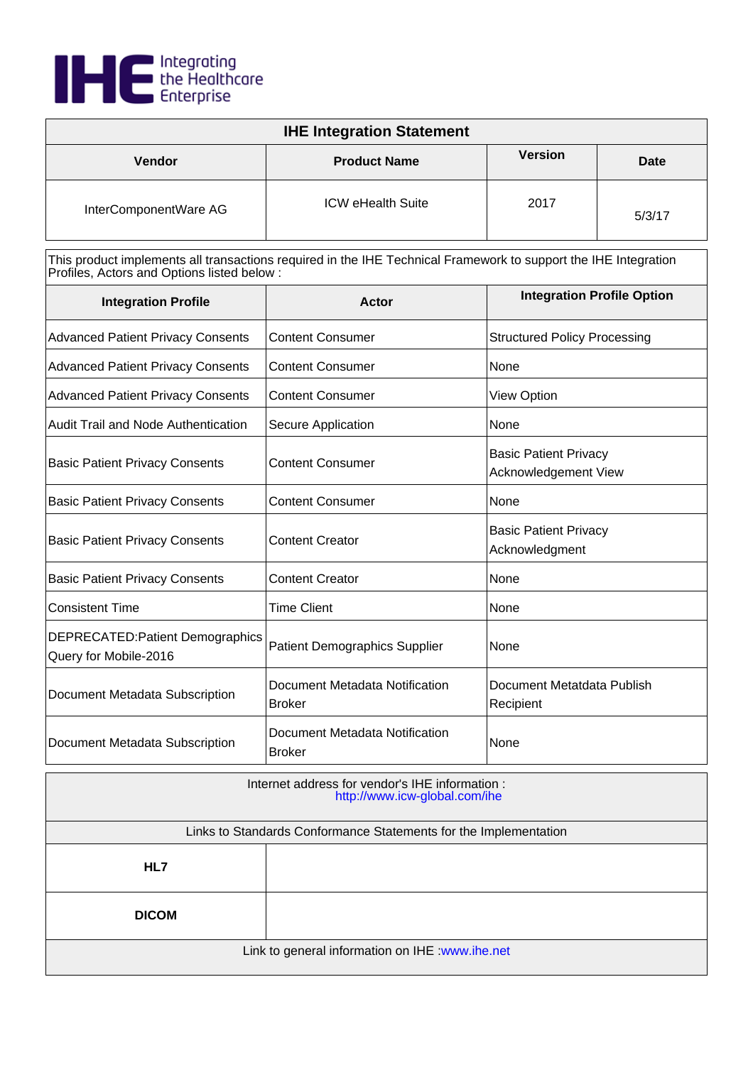Integrating the Healthcare Enterprise

# IHE Integration Statement

| Vendor | Product Name | Version | Date |
|---|---|---|---|
| InterComponentWare AG | ICW eHealth Suite | 2017 | 5/3/17 |

This product implements all transactions required in the IHE Technical Framework to support the IHE Integration Profiles, Actors and Options listed below :

| Integration Profile | Actor | Integration Profile Option |
|---|---|---|
| Advanced Patient Privacy Consents | Content Consumer | Structured Policy Processing |
| Advanced Patient Privacy Consents | Content Consumer | None |
| Advanced Patient Privacy Consents | Content Consumer | View Option |
| Audit Trail and Node Authentication | Secure Application | None |
| Basic Patient Privacy Consents | Content Consumer | Basic Patient Privacy Acknowledgement View |
| Basic Patient Privacy Consents | Content Consumer | None |
| Basic Patient Privacy Consents | Content Creator | Basic Patient Privacy Acknowledgment |
| Basic Patient Privacy Consents | Content Creator | None |
| Consistent Time | Time Client | None |
| DEPRECATED:Patient Demographics Query for Mobile-2016 | Patient Demographics Supplier | None |
| Document Metadata Subscription | Document Metadata Notification Broker | Document Metatdata Publish Recipient |
| Document Metadata Subscription | Document Metadata Notification Broker | None |

Internet address for vendor's IHE information : http://www.icw-global.com/ihe

| Links to Standards Conformance Statements for the Implementation | |
|---|---|
| HL7 | |
| DICOM | |

Link to general information on IHE :www.ihe.net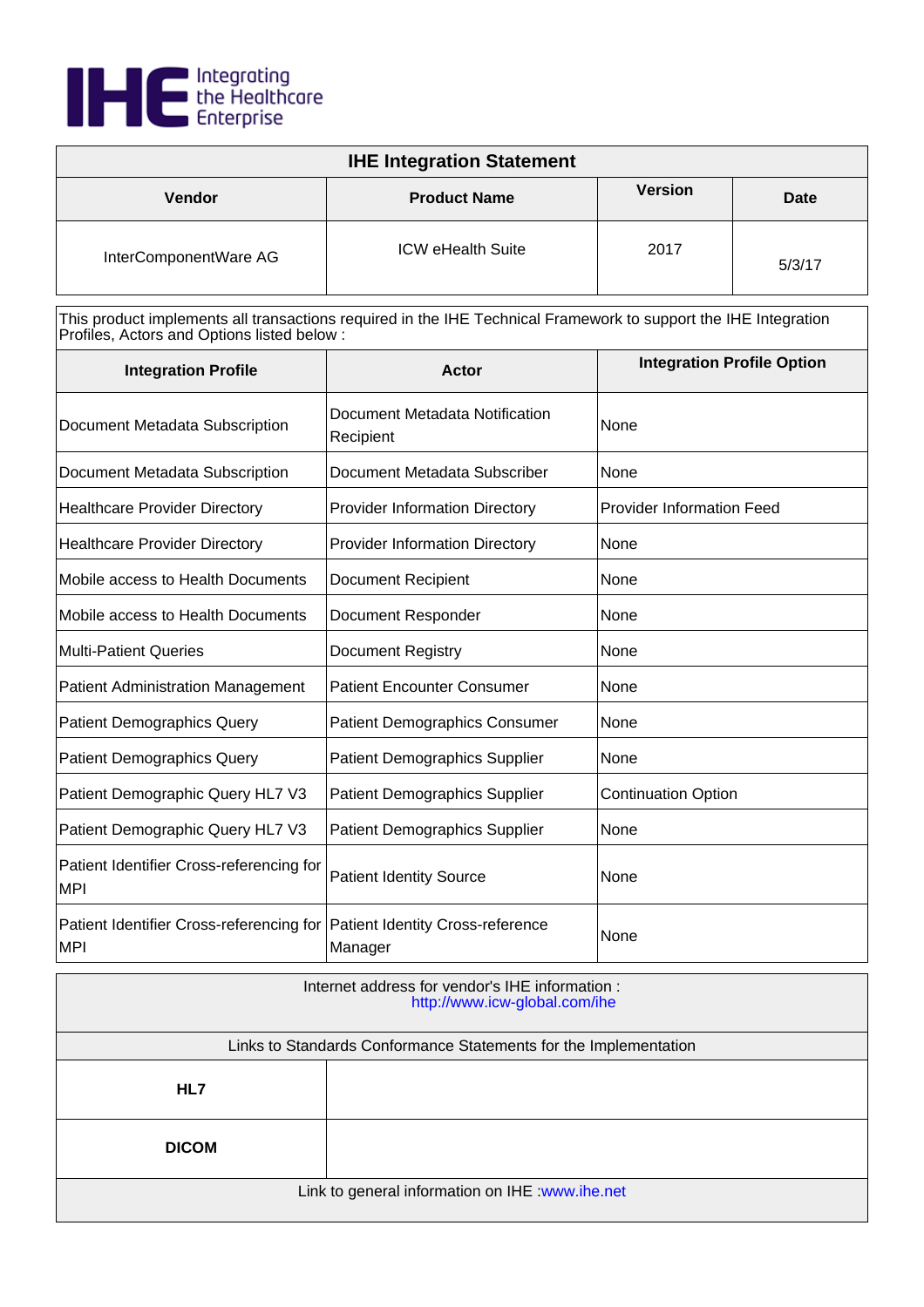IHE Integrating the Healthcare Enterprise

| IHE Integration Statement | | | |
|---|---|---|---|
| **Vendor** | **Product Name** | **Version** | **Date** |
| InterComponentWare AG | ICW eHealth Suite | 2017 | 5/3/17 |

This product implements all transactions required in the IHE Technical Framework to support the IHE Integration Profiles, Actors and Options listed below :

| Integration Profile | Actor | Integration Profile Option |
|---|---|---|
| Document Metadata Subscription | Document Metadata Notification Recipient | None |
| Document Metadata Subscription | Document Metadata Subscriber | None |
| Healthcare Provider Directory | Provider Information Directory | Provider Information Feed |
| Healthcare Provider Directory | Provider Information Directory | None |
| Mobile access to Health Documents | Document Recipient | None |
| Mobile access to Health Documents | Document Responder | None |
| Multi-Patient Queries | Document Registry | None |
| Patient Administration Management | Patient Encounter Consumer | None |
| Patient Demographics Query | Patient Demographics Consumer | None |
| Patient Demographics Query | Patient Demographics Supplier | None |
| Patient Demographic Query HL7 V3 | Patient Demographics Supplier | Continuation Option |
| Patient Demographic Query HL7 V3 | Patient Demographics Supplier | None |
| Patient Identifier Cross-referencing for MPI | Patient Identity Source | None |
| Patient Identifier Cross-referencing for MPI | Patient Identity Cross-reference Manager | None |

| Internet address for vendor's IHE information : http://www.icw-global.com/ihe | |
|---|---|
| Links to Standards Conformance Statements for the Implementation | |
| **HL7** | |
| **DICOM** | |
| Link to general information on IHE :www.ihe.net | |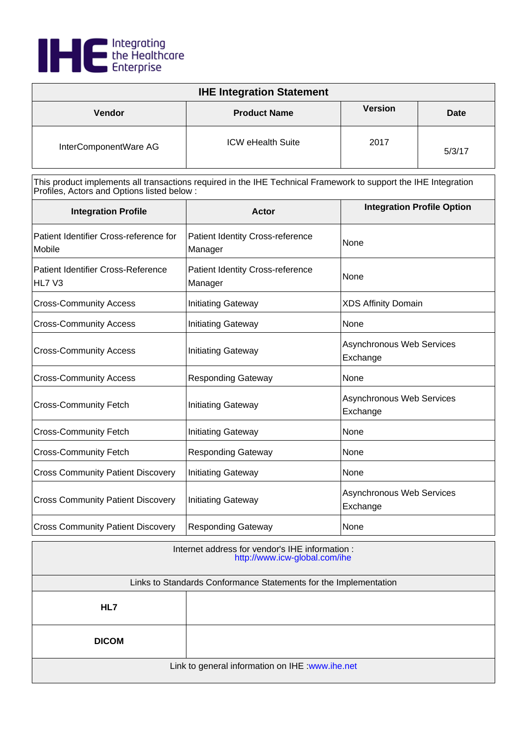Integrating the Healthcare Enterprise

| IHE Integration Statement | | | |
|---|---|---|---|
| **Vendor** | **Product Name** | **Version** | **Date** |
| InterComponentWare AG | ICW eHealth Suite | 2017 | 5/3/17 |

This product implements all transactions required in the IHE Technical Framework to support the IHE Integration Profiles, Actors and Options listed below :

| Integration Profile | Actor | Integration Profile Option |
|---|---|---|
| Patient Identifier Cross-reference for Mobile | Patient Identity Cross-reference Manager | None |
| Patient Identifier Cross-Reference HL7 V3 | Patient Identity Cross-reference Manager | None |
| Cross-Community Access | Initiating Gateway | XDS Affinity Domain |
| Cross-Community Access | Initiating Gateway | None |
| Cross-Community Access | Initiating Gateway | Asynchronous Web Services Exchange |
| Cross-Community Access | Responding Gateway | None |
| Cross-Community Fetch | Initiating Gateway | Asynchronous Web Services Exchange |
| Cross-Community Fetch | Initiating Gateway | None |
| Cross-Community Fetch | Responding Gateway | None |
| Cross Community Patient Discovery | Initiating Gateway | None |
| Cross Community Patient Discovery | Initiating Gateway | Asynchronous Web Services Exchange |
| Cross Community Patient Discovery | Responding Gateway | None |

Internet address for vendor's IHE information : http://www.icw-global.com/ihe

| Links to Standards Conformance Statements for the Implementation | |
|---|---|
| **HL7** | |
| **DICOM** | |

Link to general information on IHE :www.ihe.net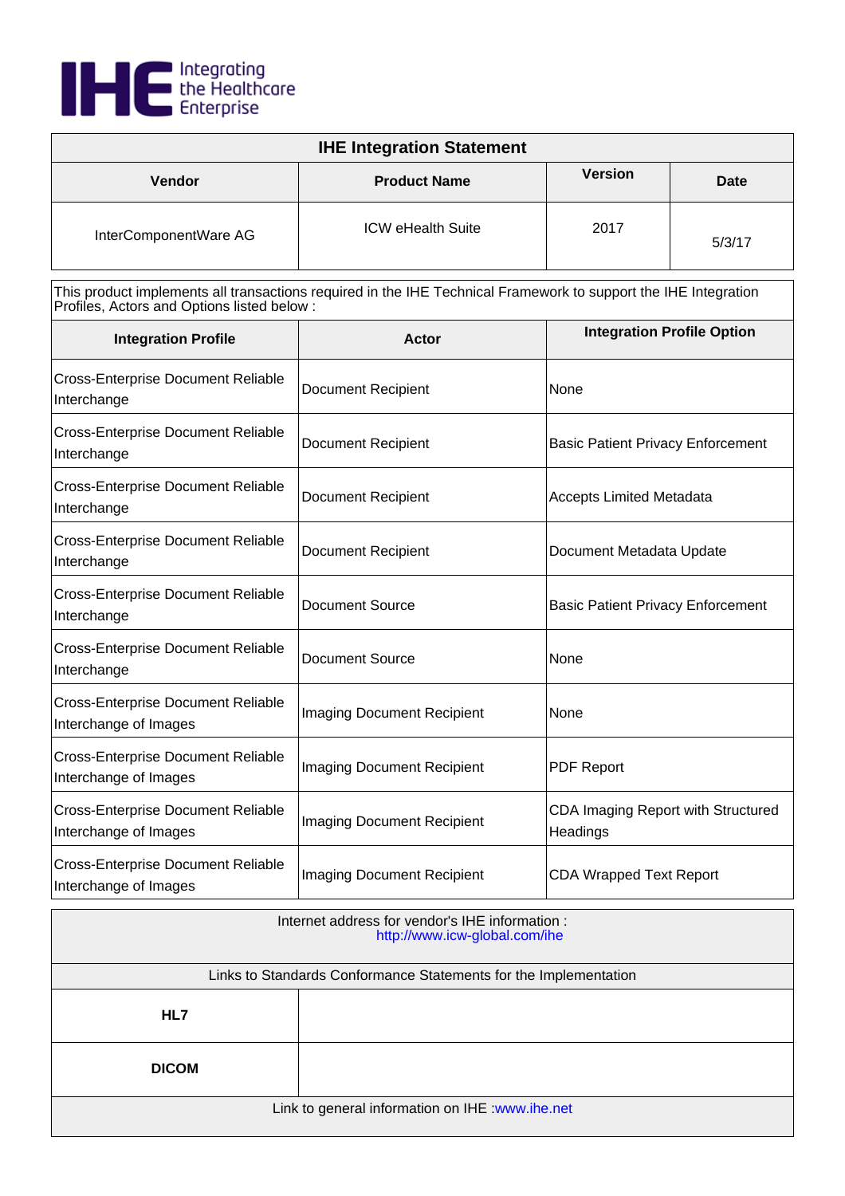IHE Integrating the Healthcare Enterprise

| IHE Integration Statement | | | |
|---|---|---|---|
| **Vendor** | **Product Name** | **Version** | **Date** |
| InterComponentWare AG | ICW eHealth Suite | 2017 | 5/3/17 |

This product implements all transactions required in the IHE Technical Framework to support the IHE Integration Profiles, Actors and Options listed below :

| Integration Profile | Actor | Integration Profile Option |
|---|---|---|
| Cross-Enterprise Document Reliable Interchange | Document Recipient | None |
| Cross-Enterprise Document Reliable Interchange | Document Recipient | Basic Patient Privacy Enforcement |
| Cross-Enterprise Document Reliable Interchange | Document Recipient | Accepts Limited Metadata |
| Cross-Enterprise Document Reliable Interchange | Document Recipient | Document Metadata Update |
| Cross-Enterprise Document Reliable Interchange | Document Source | Basic Patient Privacy Enforcement |
| Cross-Enterprise Document Reliable Interchange | Document Source | None |
| Cross-Enterprise Document Reliable Interchange of Images | Imaging Document Recipient | None |
| Cross-Enterprise Document Reliable Interchange of Images | Imaging Document Recipient | PDF Report |
| Cross-Enterprise Document Reliable Interchange of Images | Imaging Document Recipient | CDA Imaging Report with Structured Headings |
| Cross-Enterprise Document Reliable Interchange of Images | Imaging Document Recipient | CDA Wrapped Text Report |

Internet address for vendor's IHE information : http://www.icw-global.com/ihe

| Links to Standards Conformance Statements for the Implementation | |
|---|---|
| **HL7** | |
| **DICOM** | |

Link to general information on IHE :www.ihe.net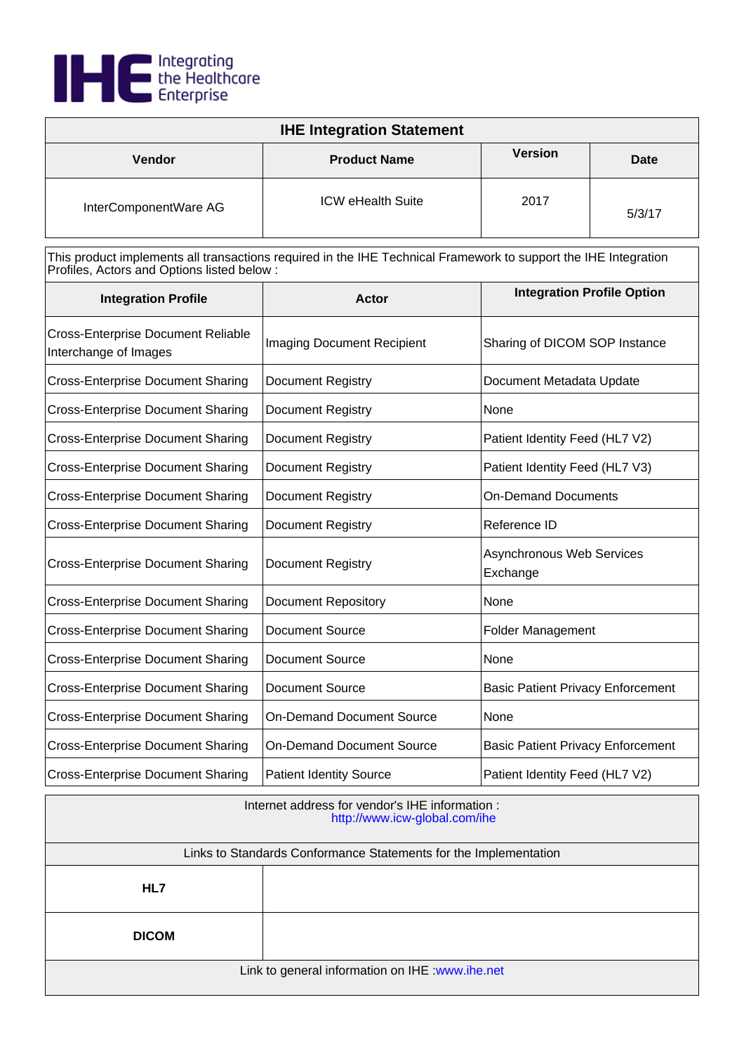IHE Integrating the Healthcare Enterprise

| IHE Integration Statement | | | |
|---|---|---|---|
| **Vendor** | **Product Name** | **Version** | **Date** |
| InterComponentWare AG | ICW eHealth Suite | 2017 | 5/3/17 |

This product implements all transactions required in the IHE Technical Framework to support the IHE Integration Profiles, Actors and Options listed below :

| Integration Profile | Actor | Integration Profile Option |
|---|---|---|
| Cross-Enterprise Document Reliable Interchange of Images | Imaging Document Recipient | Sharing of DICOM SOP Instance |
| Cross-Enterprise Document Sharing | Document Registry | Document Metadata Update |
| Cross-Enterprise Document Sharing | Document Registry | None |
| Cross-Enterprise Document Sharing | Document Registry | Patient Identity Feed (HL7 V2) |
| Cross-Enterprise Document Sharing | Document Registry | Patient Identity Feed (HL7 V3) |
| Cross-Enterprise Document Sharing | Document Registry | On-Demand Documents |
| Cross-Enterprise Document Sharing | Document Registry | Reference ID |
| Cross-Enterprise Document Sharing | Document Registry | Asynchronous Web Services Exchange |
| Cross-Enterprise Document Sharing | Document Repository | None |
| Cross-Enterprise Document Sharing | Document Source | Folder Management |
| Cross-Enterprise Document Sharing | Document Source | None |
| Cross-Enterprise Document Sharing | Document Source | Basic Patient Privacy Enforcement |
| Cross-Enterprise Document Sharing | On-Demand Document Source | None |
| Cross-Enterprise Document Sharing | On-Demand Document Source | Basic Patient Privacy Enforcement |
| Cross-Enterprise Document Sharing | Patient Identity Source | Patient Identity Feed (HL7 V2) |

Internet address for vendor's IHE information :
http://www.icw-global.com/ihe

| Links to Standards Conformance Statements for the Implementation | |
|---|---|
| **HL7** | |
| **DICOM** | |

Link to general information on IHE :www.ihe.net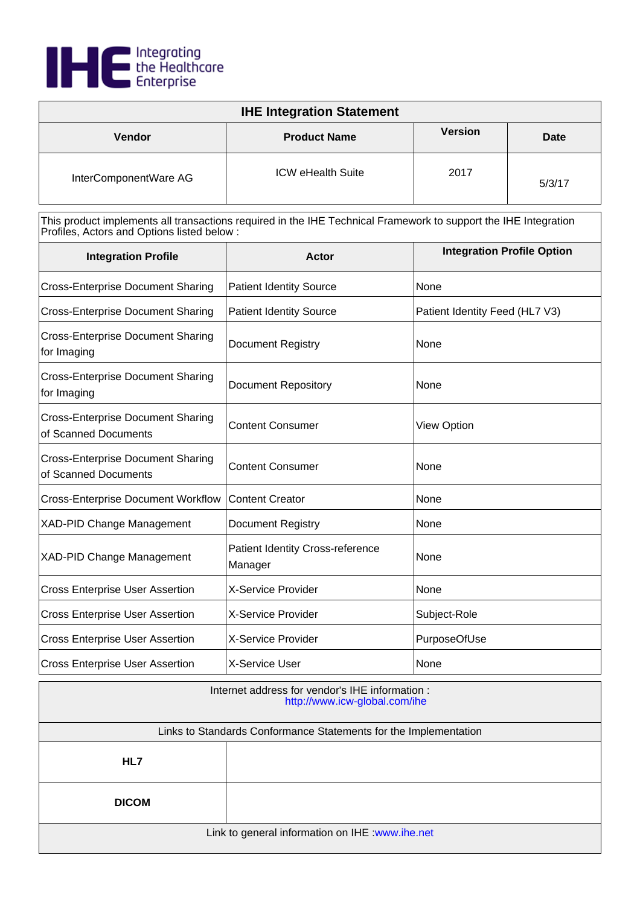Integrating the Healthcare Enterprise

| IHE Integration Statement | | | |
|---|---|---|---|
| **Vendor** | **Product Name** | **Version** | **Date** |
| InterComponentWare AG | ICW eHealth Suite | 2017 | 5/3/17 |

This product implements all transactions required in the IHE Technical Framework to support the IHE Integration Profiles, Actors and Options listed below :

| Integration Profile | Actor | Integration Profile Option |
|---|---|---|
| Cross-Enterprise Document Sharing | Patient Identity Source | None |
| Cross-Enterprise Document Sharing | Patient Identity Source | Patient Identity Feed (HL7 V3) |
| Cross-Enterprise Document Sharing for Imaging | Document Registry | None |
| Cross-Enterprise Document Sharing for Imaging | Document Repository | None |
| Cross-Enterprise Document Sharing of Scanned Documents | Content Consumer | View Option |
| Cross-Enterprise Document Sharing of Scanned Documents | Content Consumer | None |
| Cross-Enterprise Document Workflow | Content Creator | None |
| XAD-PID Change Management | Document Registry | None |
| XAD-PID Change Management | Patient Identity Cross-reference Manager | None |
| Cross Enterprise User Assertion | X-Service Provider | None |
| Cross Enterprise User Assertion | X-Service Provider | Subject-Role |
| Cross Enterprise User Assertion | X-Service Provider | PurposeOfUse |
| Cross Enterprise User Assertion | X-Service User | None |

Internet address for vendor's IHE information : http://www.icw-global.com/ihe

| Links to Standards Conformance Statements for the Implementation | |
|---|---|
| **HL7** | |
| **DICOM** | |

Link to general information on IHE :www.ihe.net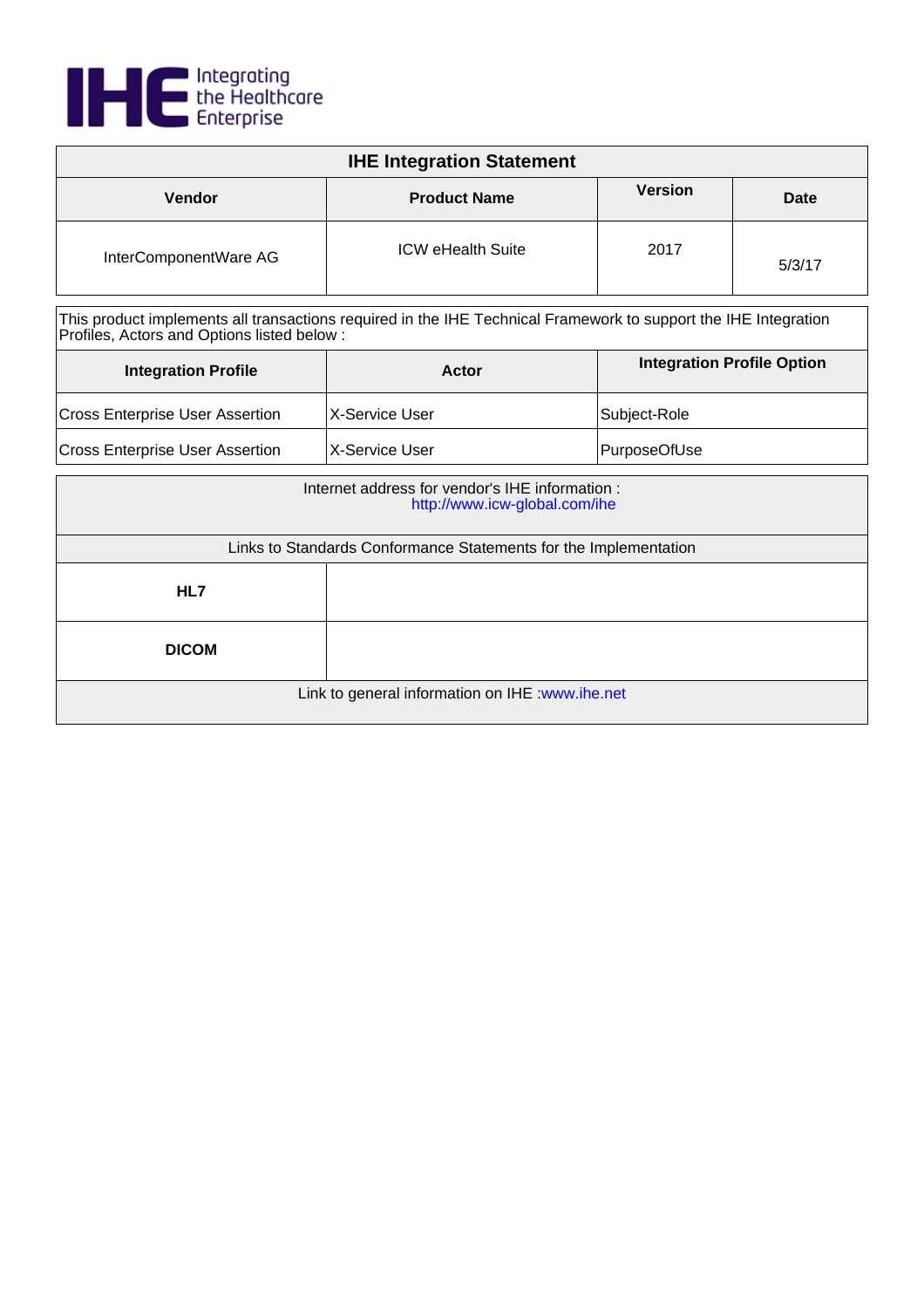Integrating the Healthcare Enterprise

| IHE Integration Statement | | | |
|---|---|---|---|
| **Vendor** | **Product Name** | **Version** | **Date** |
| InterComponentWare AG | ICW eHealth Suite | 2017 | 5/3/17 |

This product implements all transactions required in the IHE Technical Framework to support the IHE Integration Profiles, Actors and Options listed below :

| Integration Profile | Actor | Integration Profile Option |
|---|---|---|
| Cross Enterprise User Assertion | X-Service User | Subject-Role |
| Cross Enterprise User Assertion | X-Service User | PurposeOfUse |

Internet address for vendor's IHE information : http://www.icw-global.com/ihe

| Links to Standards Conformance Statements for the Implementation | |
|---|---|
| **HL7** | |
| **DICOM** | |

Link to general information on IHE :www.ihe.net